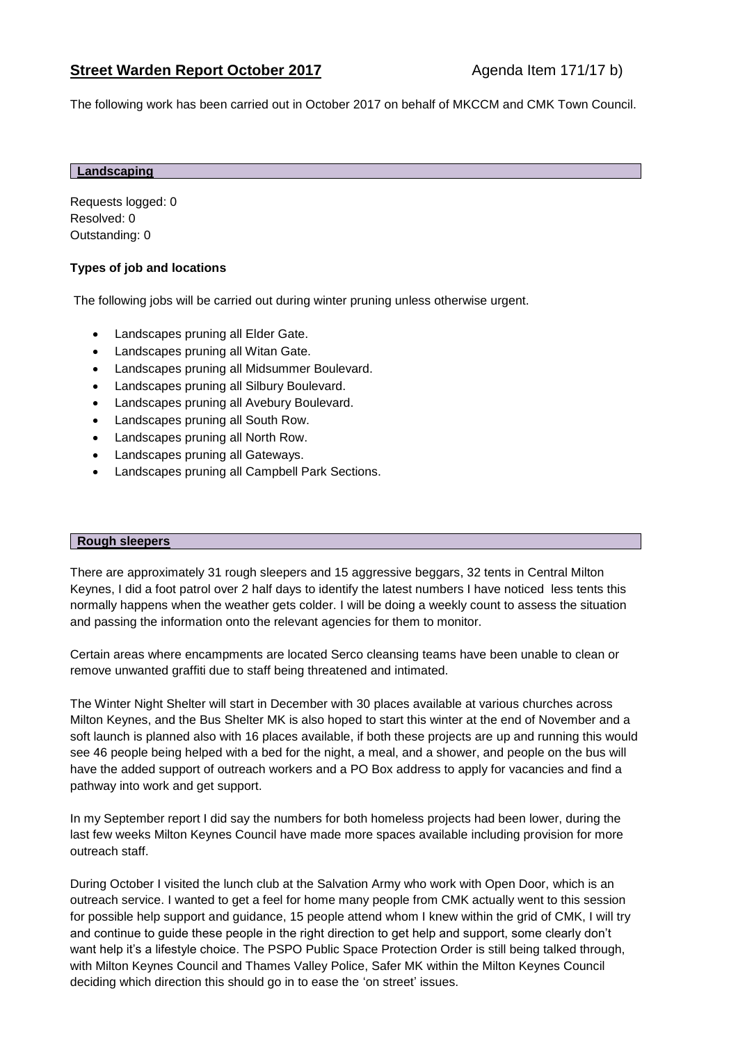# Street Warden Report October 2017

Agenda Item 171/17 b)

The following work has been carried out in October 2017 on behalf of MKCCM and CMK Town Council.

## Landscaping

Requests logged: 0
Resolved: 0
Outstanding: 0

**Types of job and locations**

The following jobs will be carried out during winter pruning unless otherwise urgent.

- Landscapes pruning all Elder Gate.
- Landscapes pruning all Witan Gate.
- Landscapes pruning all Midsummer Boulevard.
- Landscapes pruning all Silbury Boulevard.
- Landscapes pruning all Avebury Boulevard.
- Landscapes pruning all South Row.
- Landscapes pruning all North Row.
- Landscapes pruning all Gateways.
- Landscapes pruning all Campbell Park Sections.

## Rough sleepers

There are approximately 31 rough sleepers and 15 aggressive beggars, 32 tents in Central Milton Keynes, I did a foot patrol over 2 half days to identify the latest numbers I have noticed less tents this normally happens when the weather gets colder. I will be doing a weekly count to assess the situation and passing the information onto the relevant agencies for them to monitor.

Certain areas where encampments are located Serco cleansing teams have been unable to clean or remove unwanted graffiti due to staff being threatened and intimated.

The Winter Night Shelter will start in December with 30 places available at various churches across Milton Keynes, and the Bus Shelter MK is also hoped to start this winter at the end of November and a soft launch is planned also with 16 places available, if both these projects are up and running this would see 46 people being helped with a bed for the night, a meal, and a shower, and people on the bus will have the added support of outreach workers and a PO Box address to apply for vacancies and find a pathway into work and get support.

In my September report I did say the numbers for both homeless projects had been lower, during the last few weeks Milton Keynes Council have made more spaces available including provision for more outreach staff.

During October I visited the lunch club at the Salvation Army who work with Open Door, which is an outreach service. I wanted to get a feel for home many people from CMK actually went to this session for possible help support and guidance, 15 people attend whom I knew within the grid of CMK, I will try and continue to guide these people in the right direction to get help and support, some clearly don't want help it's a lifestyle choice. The PSPO Public Space Protection Order is still being talked through, with Milton Keynes Council and Thames Valley Police, Safer MK within the Milton Keynes Council deciding which direction this should go in to ease the 'on street' issues.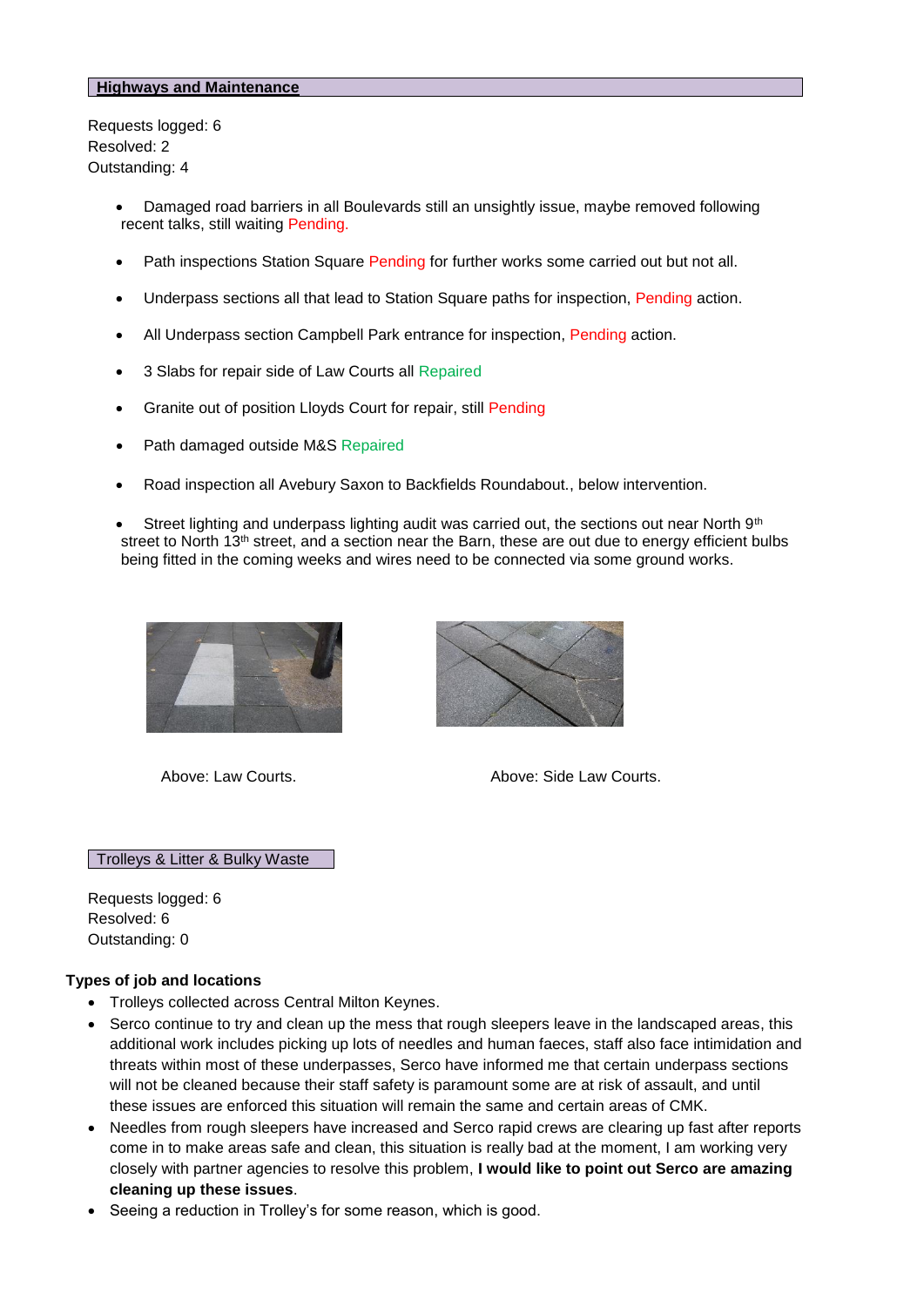## Highways and Maintenance

Requests logged: 6
Resolved: 2
Outstanding: 4

- Damaged road barriers in all Boulevards still an unsightly issue, maybe removed following recent talks, still waiting Pending.
- Path inspections Station Square Pending for further works some carried out but not all.
- Underpass sections all that lead to Station Square paths for inspection, Pending action.
- All Underpass section Campbell Park entrance for inspection, Pending action.
- 3 Slabs for repair side of Law Courts all Repaired
- Granite out of position Lloyds Court for repair, still Pending
- Path damaged outside M&S Repaired
- Road inspection all Avebury Saxon to Backfields Roundabout., below intervention.
- Street lighting and underpass lighting audit was carried out, the sections out near North 9th street to North 13th street, and a section near the Barn, these are out due to energy efficient bulbs being fitted in the coming weeks and wires need to be connected via some ground works.

Above: Law Courts.

Above: Side Law Courts.

## Trolleys & Litter & Bulky Waste

Requests logged: 6
Resolved: 6
Outstanding: 0

**Types of job and locations**

- Trolleys collected across Central Milton Keynes.
- Serco continue to try and clean up the mess that rough sleepers leave in the landscaped areas, this additional work includes picking up lots of needles and human faeces, staff also face intimidation and threats within most of these underpasses, Serco have informed me that certain underpass sections will not be cleaned because their staff safety is paramount some are at risk of assault, and until these issues are enforced this situation will remain the same and certain areas of CMK.
- Needles from rough sleepers have increased and Serco rapid crews are clearing up fast after reports come in to make areas safe and clean, this situation is really bad at the moment, I am working very closely with partner agencies to resolve this problem, **I would like to point out Serco are amazing cleaning up these issues**.
- Seeing a reduction in Trolley's for some reason, which is good.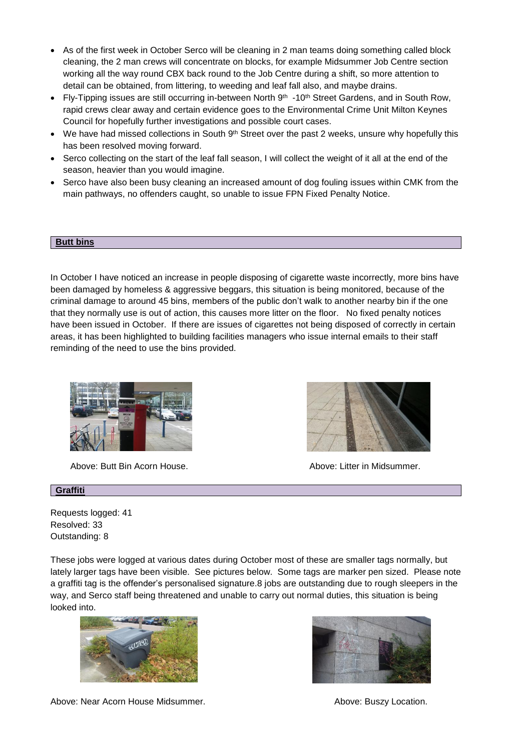- As of the first week in October Serco will be cleaning in 2 man teams doing something called block cleaning, the 2 man crews will concentrate on blocks, for example Midsummer Job Centre section working all the way round CBX back round to the Job Centre during a shift, so more attention to detail can be obtained, from littering, to weeding and leaf fall also, and maybe drains.
- Fly-Tipping issues are still occurring in-between North 9th -10th Street Gardens, and in South Row, rapid crews clear away and certain evidence goes to the Environmental Crime Unit Milton Keynes Council for hopefully further investigations and possible court cases.
- We have had missed collections in South 9th Street over the past 2 weeks, unsure why hopefully this has been resolved moving forward.
- Serco collecting on the start of the leaf fall season, I will collect the weight of it all at the end of the season, heavier than you would imagine.
- Serco have also been busy cleaning an increased amount of dog fouling issues within CMK from the main pathways, no offenders caught, so unable to issue FPN Fixed Penalty Notice.

## Butt bins

In October I have noticed an increase in people disposing of cigarette waste incorrectly, more bins have been damaged by homeless & aggressive beggars, this situation is being monitored, because of the criminal damage to around 45 bins, members of the public don't walk to another nearby bin if the one that they normally use is out of action, this causes more litter on the floor. No fixed penalty notices have been issued in October. If there are issues of cigarettes not being disposed of correctly in certain areas, it has been highlighted to building facilities managers who issue internal emails to their staff reminding of the need to use the bins provided.

Above: Butt Bin Acorn House.

Above: Litter in Midsummer.

## Graffiti

Requests logged: 41
Resolved: 33
Outstanding: 8

These jobs were logged at various dates during October most of these are smaller tags normally, but lately larger tags have been visible. See pictures below. Some tags are marker pen sized. Please note a graffiti tag is the offender's personalised signature.8 jobs are outstanding due to rough sleepers in the way, and Serco staff being threatened and unable to carry out normal duties, this situation is being looked into.

Above: Near Acorn House Midsummer.

Above: Buszy Location.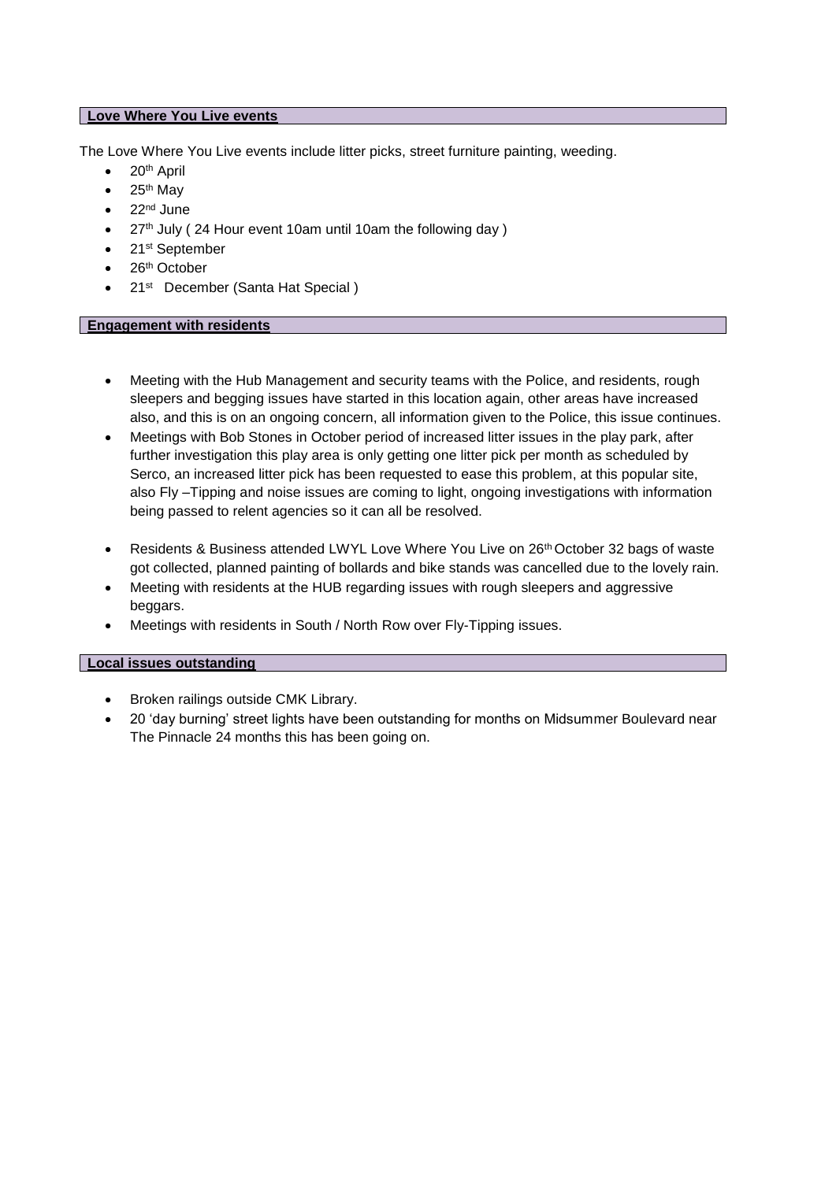## **Love Where You Live events**

The Love Where You Live events include litter picks, street furniture painting, weeding.

- 20th April
- 25th May
- 22nd June
- 27th July ( 24 Hour event 10am until 10am the following day )
- 21st September
- 26th October
- 21st December (Santa Hat Special )

## **Engagement with residents**

- Meeting with the Hub Management and security teams with the Police, and residents, rough sleepers and begging issues have started in this location again, other areas have increased also, and this is on an ongoing concern, all information given to the Police, this issue continues.
- Meetings with Bob Stones in October period of increased litter issues in the play park, after further investigation this play area is only getting one litter pick per month as scheduled by Serco, an increased litter pick has been requested to ease this problem, at this popular site, also Fly –Tipping and noise issues are coming to light, ongoing investigations with information being passed to relent agencies so it can all be resolved.
- Residents & Business attended LWYL Love Where You Live on 26th October 32 bags of waste got collected, planned painting of bollards and bike stands was cancelled due to the lovely rain.
- Meeting with residents at the HUB regarding issues with rough sleepers and aggressive beggars.
- Meetings with residents in South / North Row over Fly-Tipping issues.

## **Local issues outstanding**

- Broken railings outside CMK Library.
- 20 'day burning' street lights have been outstanding for months on Midsummer Boulevard near The Pinnacle 24 months this has been going on.